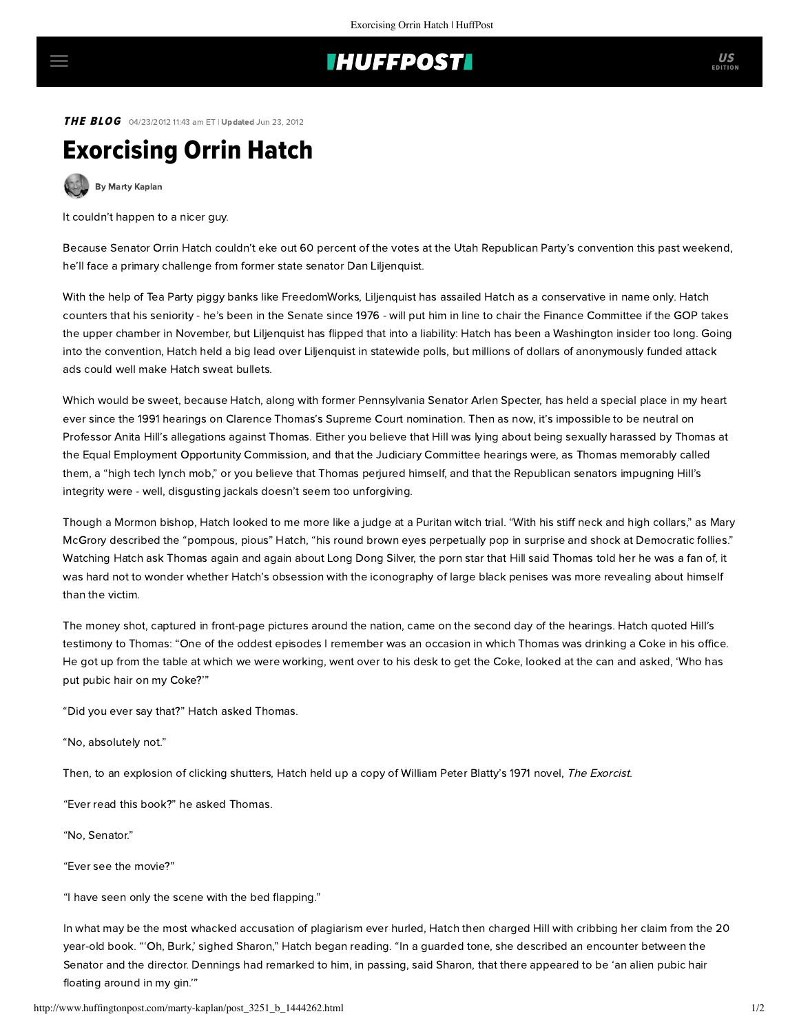THE BLOG 04/23/2012 11:43 am ET | Updated Jun 23, 2012

# Exorcising Orrin Hatch

By Marty Kaplan

It couldn't happen to a nicer guy.

Because Senator Orrin Hatch couldn't eke out 60 percent of the votes at the Utah Republican Party's convention this past weekend, he'll face a primary challenge from former state senator Dan Liljenquist.

With the help of Tea Party piggy banks like FreedomWorks, Liljenquist has assailed Hatch as a conservative in name only. Hatch counters that his seniority - he's been in the Senate since 1976 - will put him in line to chair the Finance Committee if the GOP takes the upper chamber in November, but Liljenquist has flipped that into a liability: Hatch has been a Washington insider too long. Going into the convention, Hatch held a big lead over Liljenquist in statewide polls, but millions of dollars of anonymously funded attack ads could well make Hatch sweat bullets.

Which would be sweet, because Hatch, along with former Pennsylvania Senator Arlen Specter, has held a special place in my heart ever since the 1991 hearings on Clarence Thomas's Supreme Court nomination. Then as now, it's impossible to be neutral on Professor Anita Hill's allegations against Thomas. Either you believe that Hill was lying about being sexually harassed by Thomas at the Equal Employment Opportunity Commission, and that the Judiciary Committee hearings were, as Thomas memorably called them, a "high tech lynch mob," or you believe that Thomas perjured himself, and that the Republican senators impugning Hill's integrity were - well, disgusting jackals doesn't seem too unforgiving.

Though a Mormon bishop, Hatch looked to me more like a judge at a Puritan witch trial. "With his stiff neck and high collars," as Mary McGrory described the "pompous, pious" Hatch, "his round brown eyes perpetually pop in surprise and shock at Democratic follies." Watching Hatch ask Thomas again and again about Long Dong Silver, the porn star that Hill said Thomas told her he was a fan of, it was hard not to wonder whether Hatch's obsession with the iconography of large black penises was more revealing about himself than the victim.

The money shot, captured in front-page pictures around the nation, came on the second day of the hearings. Hatch quoted Hill's testimony to Thomas: "One of the oddest episodes I remember was an occasion in which Thomas was drinking a Coke in his office. He got up from the table at which we were working, went over to his desk to get the Coke, looked at the can and asked, 'Who has put pubic hair on my Coke?'"

"Did you ever say that?" Hatch asked Thomas.

"No, absolutely not."

Then, to an explosion of clicking shutters, Hatch held up a copy of William Peter Blatty's 1971 novel, *The Exorcist*.

"Ever read this book?" he asked Thomas.

"No, Senator."

"Ever see the movie?"

"I have seen only the scene with the bed flapping."

In what may be the most whacked accusation of plagiarism ever hurled, Hatch then charged Hill with cribbing her claim from the 20 year-old book. "'Oh, Burk,' sighed Sharon," Hatch began reading. "In a guarded tone, she described an encounter between the Senator and the director. Dennings had remarked to him, in passing, said Sharon, that there appeared to be 'an alien pubic hair floating around in my gin.'"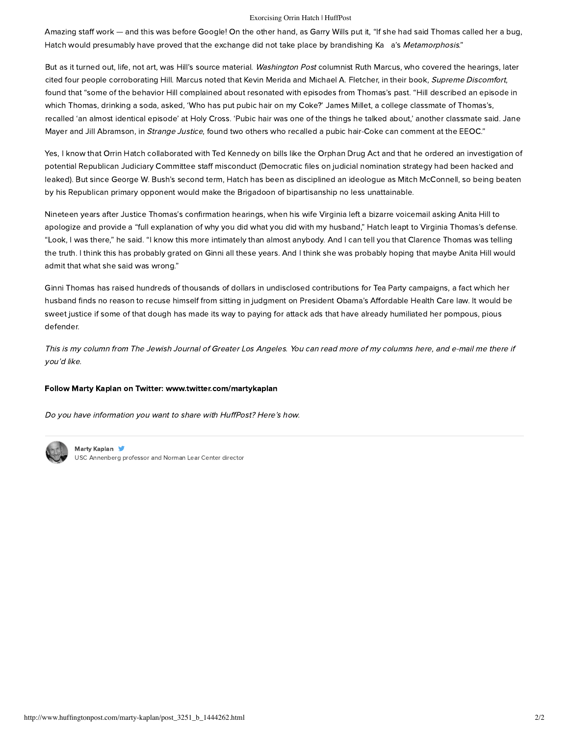Amazing staff work — and this was before Google! On the other hand, as Garry Wills put it, "If she had said Thomas called her a bug, Hatch would presumably have proved that the exchange did not take place by brandishing Ka a's *Metamorphosis*."

But as it turned out, life, not art, was Hill's source material. *Washington Post* columnist Ruth Marcus, who covered the hearings, later cited four people corroborating Hill. Marcus noted that Kevin Merida and Michael A. Fletcher, in their book, *Supreme Discomfort*, found that "some of the behavior Hill complained about resonated with episodes from Thomas's past. "Hill described an episode in which Thomas, drinking a soda, asked, 'Who has put pubic hair on my Coke?' James Millet, a college classmate of Thomas's, recalled 'an almost identical episode' at Holy Cross. 'Pubic hair was one of the things he talked about,' another classmate said. Jane Mayer and Jill Abramson, in *Strange Justice*, found two others who recalled a pubic hair-Coke can comment at the EEOC."

Yes, I know that Orrin Hatch collaborated with Ted Kennedy on bills like the Orphan Drug Act and that he ordered an investigation of potential Republican Judiciary Committee staff misconduct (Democratic files on judicial nomination strategy had been hacked and leaked). But since George W. Bush's second term, Hatch has been as disciplined an ideologue as Mitch McConnell, so being beaten by his Republican primary opponent would make the Brigadoon of bipartisanship no less unattainable.

Nineteen years after Justice Thomas's confirmation hearings, when his wife Virginia left a bizarre voicemail asking Anita Hill to apologize and provide a "full explanation of why you did what you did with my husband," Hatch leapt to Virginia Thomas's defense. "Look, I was there," he said. "I know this more intimately than almost anybody. And I can tell you that Clarence Thomas was telling the truth. I think this has probably grated on Ginni all these years. And I think she was probably hoping that maybe Anita Hill would admit that what she said was wrong."

Ginni Thomas has raised hundreds of thousands of dollars in undisclosed contributions for Tea Party campaigns, a fact which her husband finds no reason to recuse himself from sitting in judgment on President Obama's Affordable Health Care law. It would be sweet justice if some of that dough has made its way to paying for attack ads that have already humiliated her pompous, pious defender.

*This is my column from The Jewish Journal of Greater Los Angeles. You can read more of my columns here, and e-mail me there if you'd like.*

**Follow Marty Kaplan on Twitter: www.twitter.com/martykaplan**

*Do you have information you want to share with HuffPost? Here's how.*

Marty Kaplan
USC Annenberg professor and Norman Lear Center director